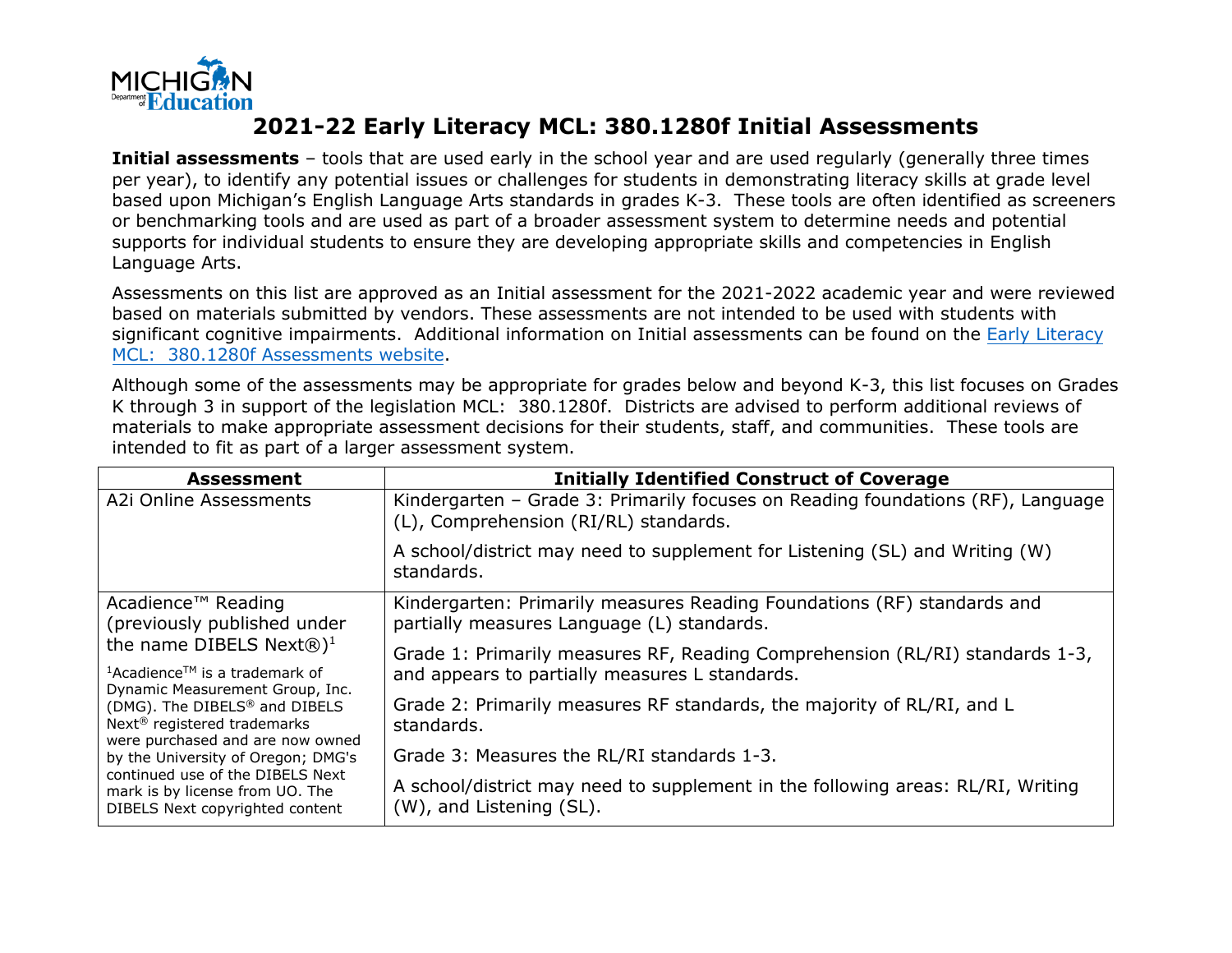# 2021-22 Early Literacy MCL: 380.1280f Initial Assessments

**Initial assessments** – tools that are used early in the school year and are used regularly (generally three times per year), to identify any potential issues or challenges for students in demonstrating literacy skills at grade level based upon Michigan's English Language Arts standards in grades K-3. These tools are often identified as screeners or benchmarking tools and are used as part of a broader assessment system to determine needs and potential supports for individual students to ensure they are developing appropriate skills and competencies in English Language Arts.

Assessments on this list are approved as an Initial assessment for the 2021-2022 academic year and were reviewed based on materials submitted by vendors. These assessments are not intended to be used with students with significant cognitive impairments. Additional information on Initial assessments can be found on the [Early Literacy MCL: 380.1280f Assessments website](#).

Although some of the assessments may be appropriate for grades below and beyond K-3, this list focuses on Grades K through 3 in support of the legislation MCL: 380.1280f. Districts are advised to perform additional reviews of materials to make appropriate assessment decisions for their students, staff, and communities. These tools are intended to fit as part of a larger assessment system.

| Assessment | Initially Identified Construct of Coverage |
|---|---|
| A2i Online Assessments | Kindergarten – Grade 3: Primarily focuses on Reading foundations (RF), Language (L), Comprehension (RI/RL) standards.<br><br>A school/district may need to supplement for Listening (SL) and Writing (W) standards. |
| Acadience™ Reading (previously published under the name DIBELS Next®)[1]<br><br>[1]Acadience™ is a trademark of Dynamic Measurement Group, Inc. (DMG). The DIBELS® and DIBELS Next® registered trademarks were purchased and are now owned by the University of Oregon; DMG's continued use of the DIBELS Next mark is by license from UO. The DIBELS Next copyrighted content | Kindergarten: Primarily measures Reading Foundations (RF) standards and partially measures Language (L) standards.<br><br>Grade 1: Primarily measures RF, Reading Comprehension (RL/RI) standards 1-3, and appears to partially measures L standards.<br><br>Grade 2: Primarily measures RF standards, the majority of RL/RI, and L standards.<br><br>Grade 3: Measures the RL/RI standards 1-3.<br><br>A school/district may need to supplement in the following areas: RL/RI, Writing (W), and Listening (SL). |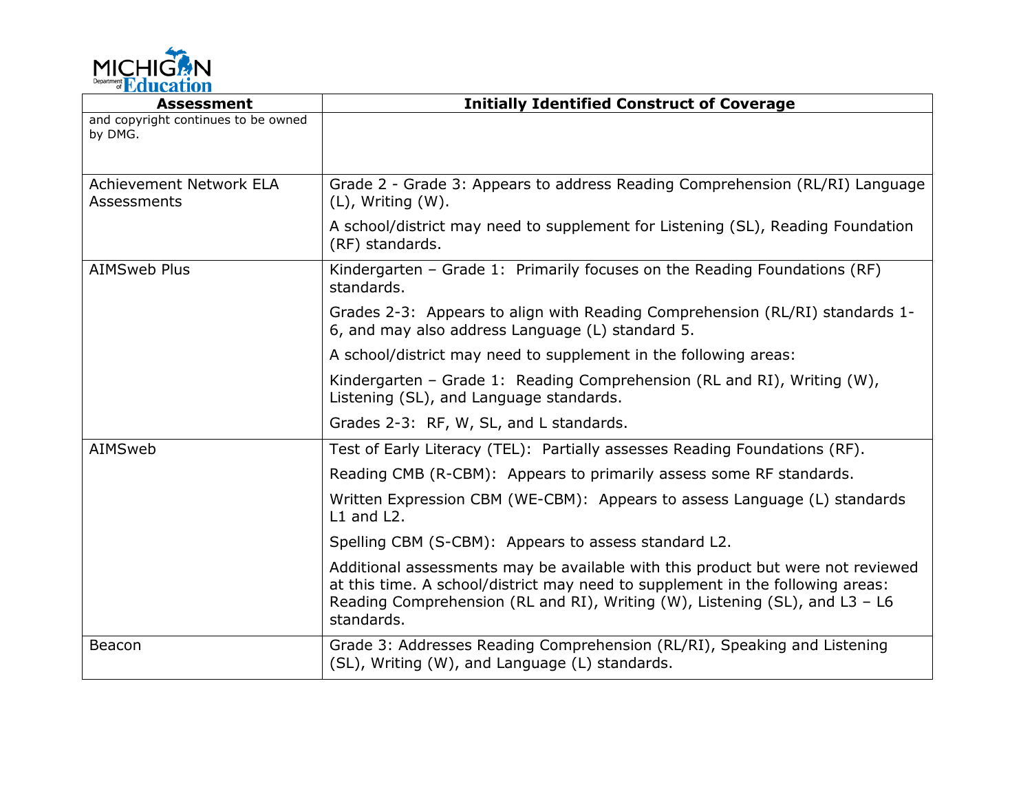| Assessment | Initially Identified Construct of Coverage |
|---|---|
| and copyright continues to be owned by DMG. | |
| Achievement Network ELA Assessments | Grade 2 - Grade 3: Appears to address Reading Comprehension (RL/RI) Language (L), Writing (W).<br><br>A school/district may need to supplement for Listening (SL), Reading Foundation (RF) standards. |
| AIMSweb Plus | Kindergarten – Grade 1: Primarily focuses on the Reading Foundations (RF) standards.<br><br>Grades 2-3: Appears to align with Reading Comprehension (RL/RI) standards 1-6, and may also address Language (L) standard 5.<br><br>A school/district may need to supplement in the following areas:<br><br>Kindergarten – Grade 1: Reading Comprehension (RL and RI), Writing (W), Listening (SL), and Language standards.<br><br>Grades 2-3: RF, W, SL, and L standards. |
| AIMSweb | Test of Early Literacy (TEL): Partially assesses Reading Foundations (RF).<br><br>Reading CMB (R-CBM): Appears to primarily assess some RF standards.<br><br>Written Expression CBM (WE-CBM): Appears to assess Language (L) standards L1 and L2.<br><br>Spelling CBM (S-CBM): Appears to assess standard L2.<br><br>Additional assessments may be available with this product but were not reviewed at this time. A school/district may need to supplement in the following areas: Reading Comprehension (RL and RI), Writing (W), Listening (SL), and L3 – L6 standards. |
| Beacon | Grade 3: Addresses Reading Comprehension (RL/RI), Speaking and Listening (SL), Writing (W), and Language (L) standards. |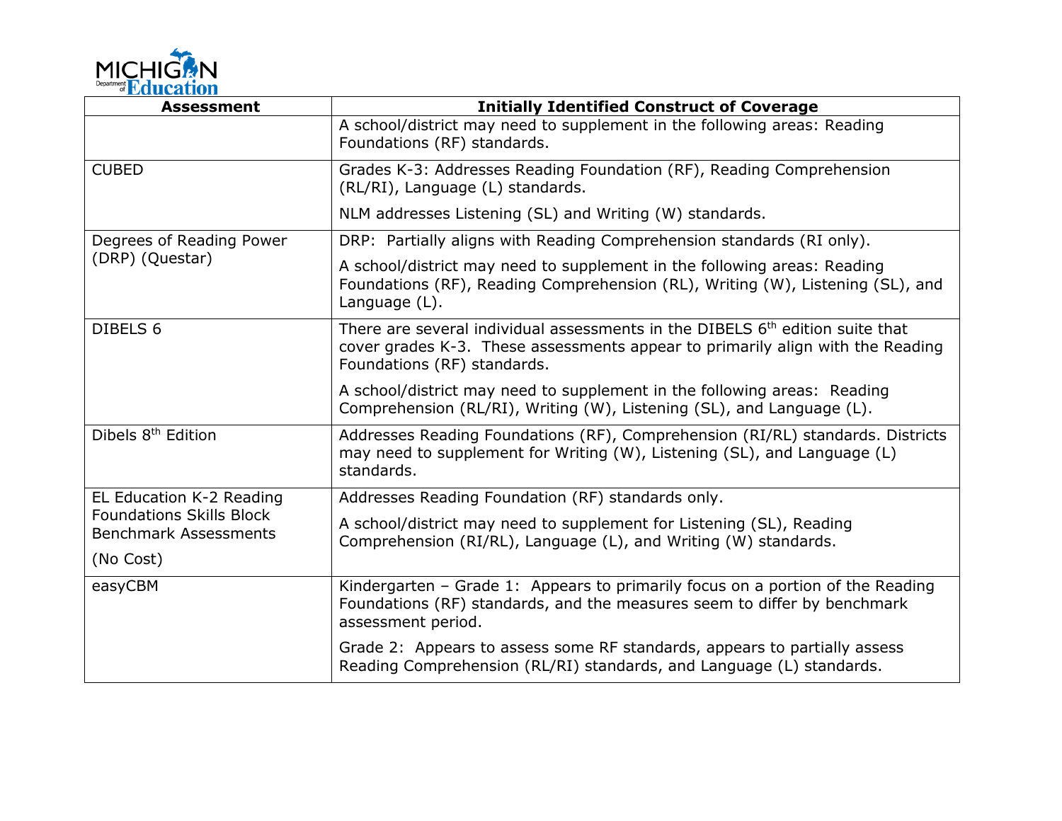| Assessment | Initially Identified Construct of Coverage |
|---|---|
| | A school/district may need to supplement in the following areas: Reading Foundations (RF) standards. |
| CUBED | Grades K-3: Addresses Reading Foundation (RF), Reading Comprehension (RL/RI), Language (L) standards.<br><br>NLM addresses Listening (SL) and Writing (W) standards. |
| Degrees of Reading Power (DRP) (Questar) | DRP: Partially aligns with Reading Comprehension standards (RI only).<br><br>A school/district may need to supplement in the following areas: Reading Foundations (RF), Reading Comprehension (RL), Writing (W), Listening (SL), and Language (L). |
| DIBELS 6 | There are several individual assessments in the DIBELS 6th edition suite that cover grades K-3. These assessments appear to primarily align with the Reading Foundations (RF) standards.<br><br>A school/district may need to supplement in the following areas: Reading Comprehension (RL/RI), Writing (W), Listening (SL), and Language (L). |
| Dibels 8th Edition | Addresses Reading Foundations (RF), Comprehension (RI/RL) standards. Districts may need to supplement for Writing (W), Listening (SL), and Language (L) standards. |
| EL Education K-2 Reading Foundations Skills Block Benchmark Assessments<br><br>(No Cost) | Addresses Reading Foundation (RF) standards only.<br><br>A school/district may need to supplement for Listening (SL), Reading Comprehension (RI/RL), Language (L), and Writing (W) standards. |
| easyCBM | Kindergarten – Grade 1: Appears to primarily focus on a portion of the Reading Foundations (RF) standards, and the measures seem to differ by benchmark assessment period.<br><br>Grade 2: Appears to assess some RF standards, appears to partially assess Reading Comprehension (RL/RI) standards, and Language (L) standards. |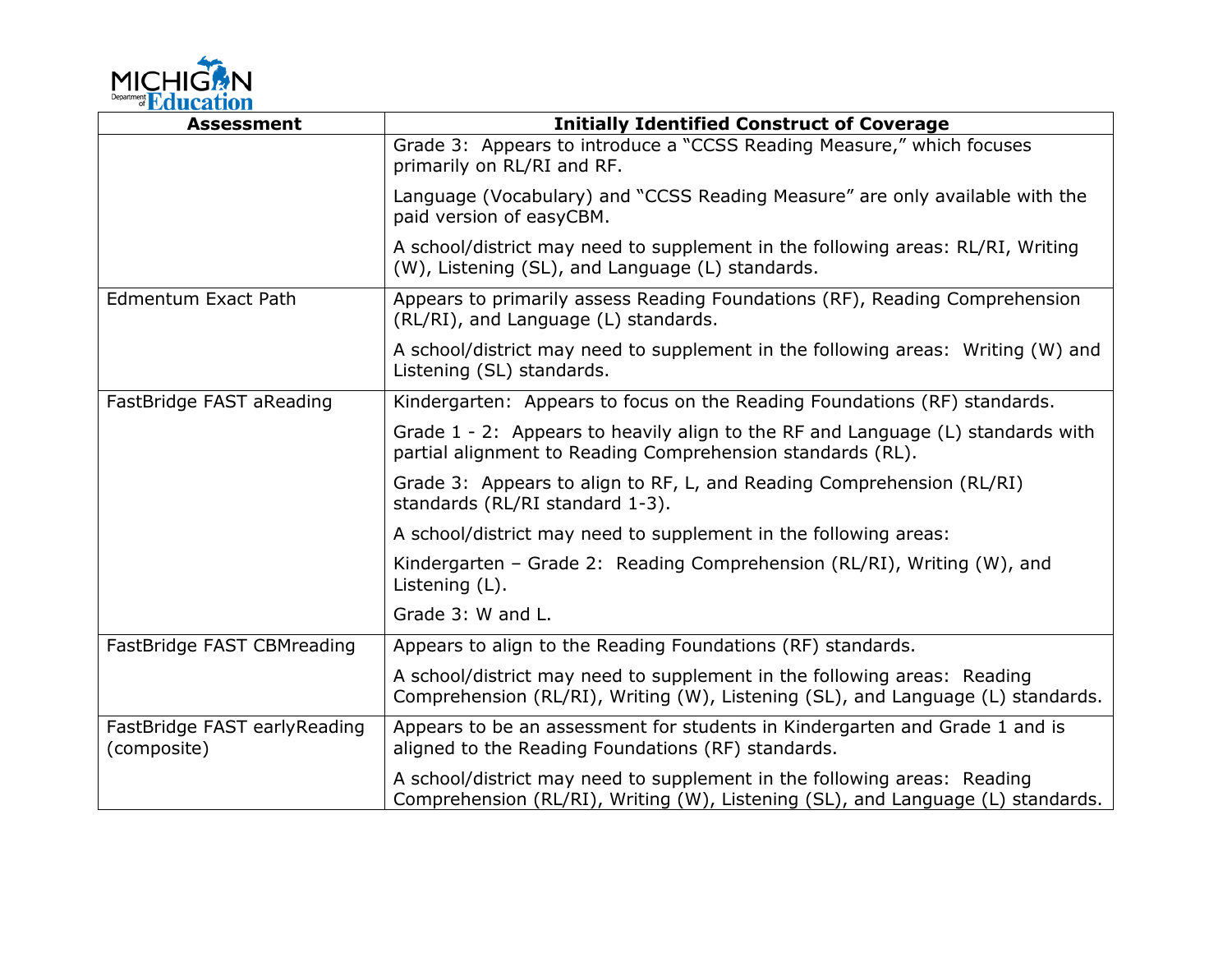| Assessment | Initially Identified Construct of Coverage |
|---|---|
| | Grade 3: Appears to introduce a "CCSS Reading Measure," which focuses primarily on RL/RI and RF.<br><br>Language (Vocabulary) and "CCSS Reading Measure" are only available with the paid version of easyCBM.<br><br>A school/district may need to supplement in the following areas: RL/RI, Writing (W), Listening (SL), and Language (L) standards. |
| Edmentum Exact Path | Appears to primarily assess Reading Foundations (RF), Reading Comprehension (RL/RI), and Language (L) standards.<br><br>A school/district may need to supplement in the following areas: Writing (W) and Listening (SL) standards. |
| FastBridge FAST aReading | Kindergarten: Appears to focus on the Reading Foundations (RF) standards.<br><br>Grade 1 - 2: Appears to heavily align to the RF and Language (L) standards with partial alignment to Reading Comprehension standards (RL).<br><br>Grade 3: Appears to align to RF, L, and Reading Comprehension (RL/RI) standards (RL/RI standard 1-3).<br><br>A school/district may need to supplement in the following areas:<br><br>Kindergarten – Grade 2: Reading Comprehension (RL/RI), Writing (W), and Listening (L).<br><br>Grade 3: W and L. |
| FastBridge FAST CBMreading | Appears to align to the Reading Foundations (RF) standards.<br><br>A school/district may need to supplement in the following areas: Reading Comprehension (RL/RI), Writing (W), Listening (SL), and Language (L) standards. |
| FastBridge FAST earlyReading (composite) | Appears to be an assessment for students in Kindergarten and Grade 1 and is aligned to the Reading Foundations (RF) standards.<br><br>A school/district may need to supplement in the following areas: Reading Comprehension (RL/RI), Writing (W), Listening (SL), and Language (L) standards. |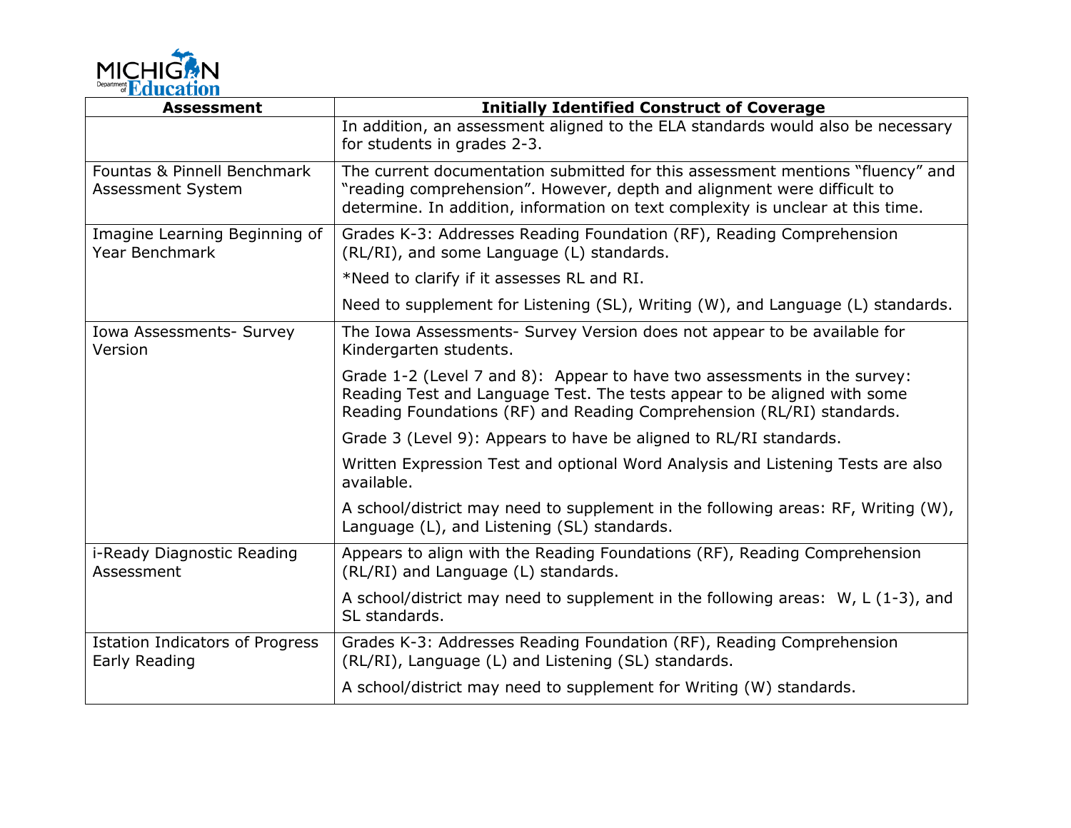| Assessment | Initially Identified Construct of Coverage |
|---|---|
| | In addition, an assessment aligned to the ELA standards would also be necessary for students in grades 2-3. |
| Fountas & Pinnell Benchmark Assessment System | The current documentation submitted for this assessment mentions "fluency" and "reading comprehension". However, depth and alignment were difficult to determine. In addition, information on text complexity is unclear at this time. |
| Imagine Learning Beginning of Year Benchmark | Grades K-3: Addresses Reading Foundation (RF), Reading Comprehension (RL/RI), and some Language (L) standards.<br><br>*Need to clarify if it assesses RL and RI.<br><br>Need to supplement for Listening (SL), Writing (W), and Language (L) standards. |
| Iowa Assessments- Survey Version | The Iowa Assessments- Survey Version does not appear to be available for Kindergarten students.<br><br>Grade 1-2 (Level 7 and 8): Appear to have two assessments in the survey: Reading Test and Language Test. The tests appear to be aligned with some Reading Foundations (RF) and Reading Comprehension (RL/RI) standards.<br><br>Grade 3 (Level 9): Appears to have be aligned to RL/RI standards.<br><br>Written Expression Test and optional Word Analysis and Listening Tests are also available.<br><br>A school/district may need to supplement in the following areas: RF, Writing (W), Language (L), and Listening (SL) standards. |
| i-Ready Diagnostic Reading Assessment | Appears to align with the Reading Foundations (RF), Reading Comprehension (RL/RI) and Language (L) standards.<br><br>A school/district may need to supplement in the following areas: W, L (1-3), and SL standards. |
| Istation Indicators of Progress Early Reading | Grades K-3: Addresses Reading Foundation (RF), Reading Comprehension (RL/RI), Language (L) and Listening (SL) standards.<br><br>A school/district may need to supplement for Writing (W) standards. |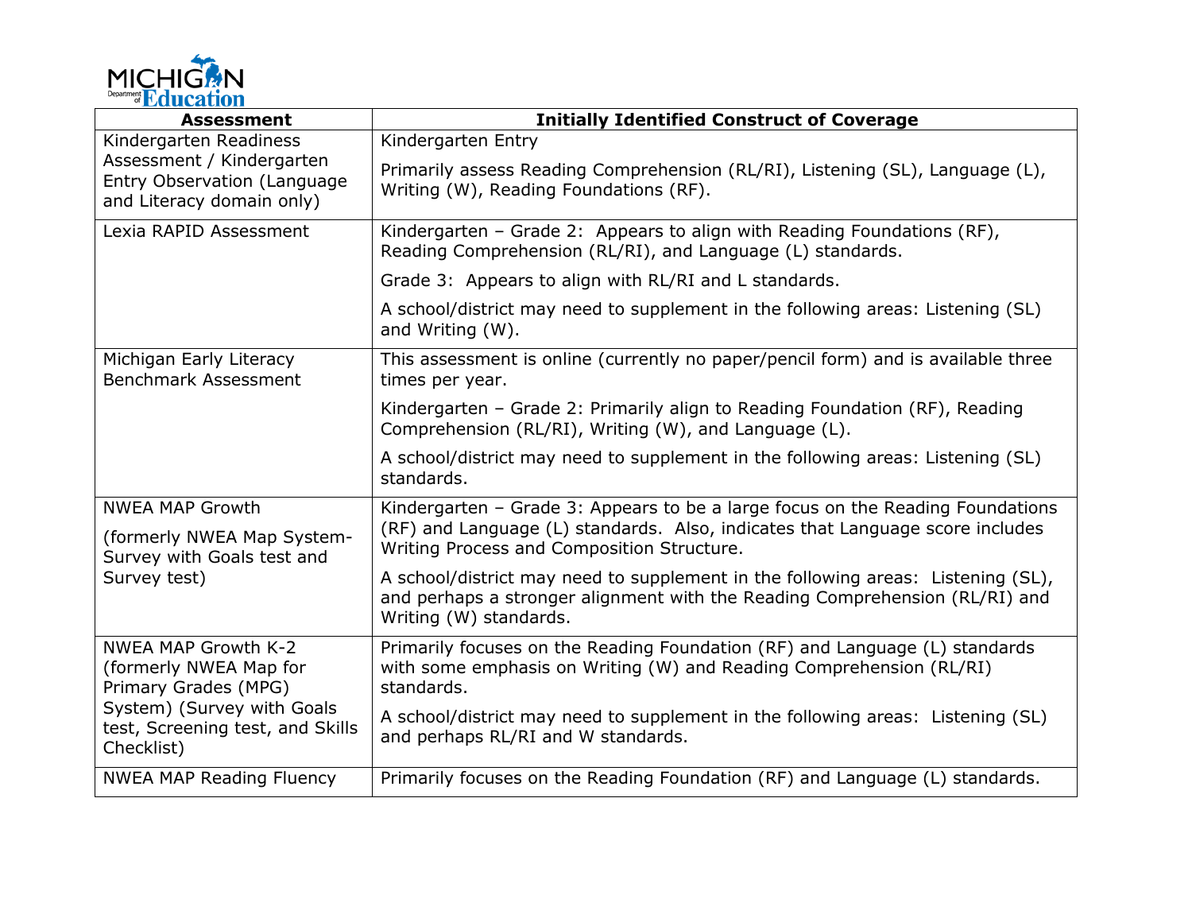| Assessment | Initially Identified Construct of Coverage |
|---|---|
| Kindergarten Readiness Assessment / Kindergarten Entry Observation (Language and Literacy domain only) | Kindergarten Entry<br><br>Primarily assess Reading Comprehension (RL/RI), Listening (SL), Language (L), Writing (W), Reading Foundations (RF). |
| Lexia RAPID Assessment | Kindergarten – Grade 2: Appears to align with Reading Foundations (RF), Reading Comprehension (RL/RI), and Language (L) standards.<br><br>Grade 3: Appears to align with RL/RI and L standards.<br><br>A school/district may need to supplement in the following areas: Listening (SL) and Writing (W). |
| Michigan Early Literacy Benchmark Assessment | This assessment is online (currently no paper/pencil form) and is available three times per year.<br><br>Kindergarten – Grade 2: Primarily align to Reading Foundation (RF), Reading Comprehension (RL/RI), Writing (W), and Language (L).<br><br>A school/district may need to supplement in the following areas: Listening (SL) standards. |
| NWEA MAP Growth<br><br>(formerly NWEA Map System-Survey with Goals test and Survey test) | Kindergarten – Grade 3: Appears to be a large focus on the Reading Foundations (RF) and Language (L) standards. Also, indicates that Language score includes Writing Process and Composition Structure.<br><br>A school/district may need to supplement in the following areas: Listening (SL), and perhaps a stronger alignment with the Reading Comprehension (RL/RI) and Writing (W) standards. |
| NWEA MAP Growth K-2 (formerly NWEA Map for Primary Grades (MPG) System) (Survey with Goals test, Screening test, and Skills Checklist) | Primarily focuses on the Reading Foundation (RF) and Language (L) standards with some emphasis on Writing (W) and Reading Comprehension (RL/RI) standards.<br><br>A school/district may need to supplement in the following areas: Listening (SL) and perhaps RL/RI and W standards. |
| NWEA MAP Reading Fluency | Primarily focuses on the Reading Foundation (RF) and Language (L) standards. |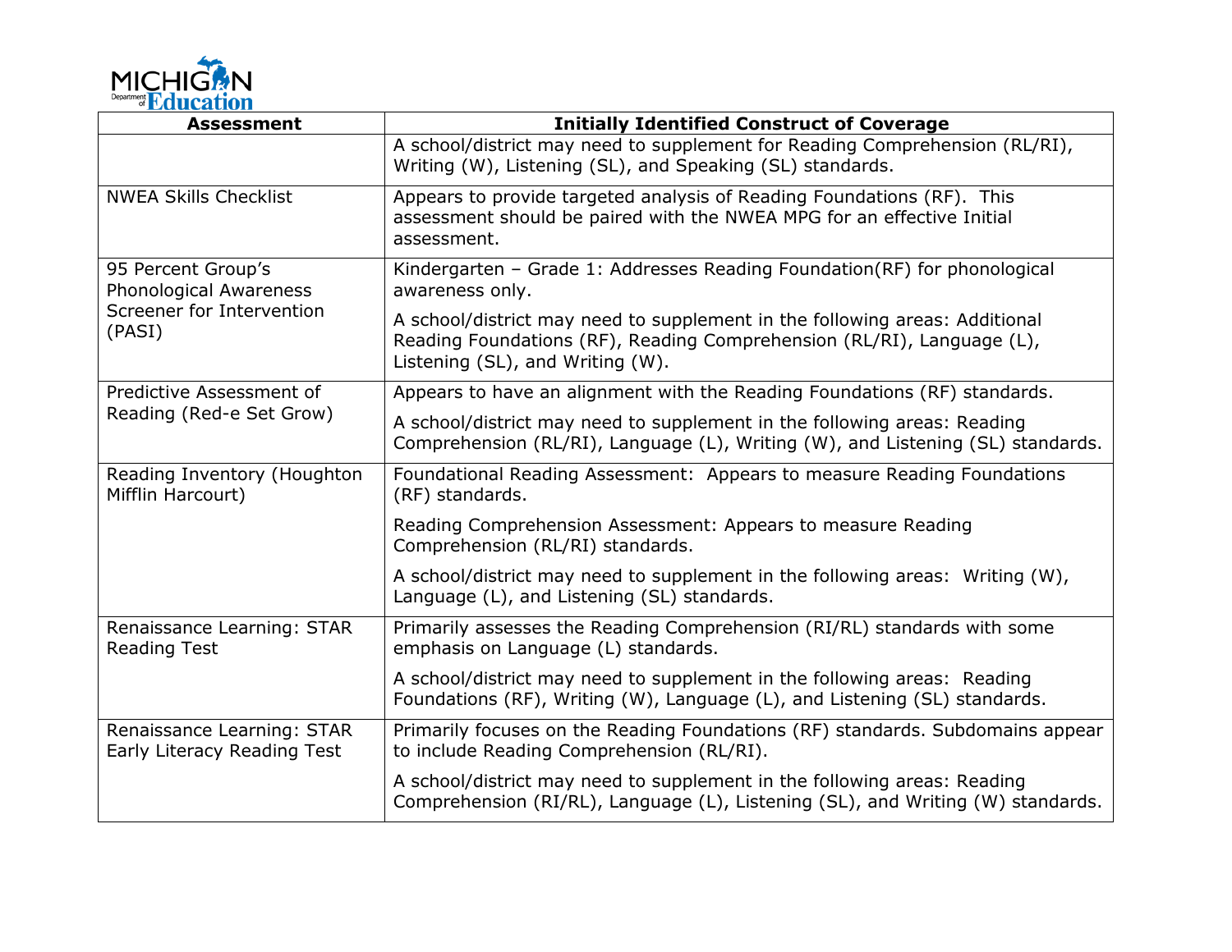| Assessment | Initially Identified Construct of Coverage |
|---|---|
| | A school/district may need to supplement for Reading Comprehension (RL/RI), Writing (W), Listening (SL), and Speaking (SL) standards. |
| NWEA Skills Checklist | Appears to provide targeted analysis of Reading Foundations (RF). This assessment should be paired with the NWEA MPG for an effective Initial assessment. |
| 95 Percent Group's Phonological Awareness Screener for Intervention (PASI) | Kindergarten – Grade 1: Addresses Reading Foundation(RF) for phonological awareness only.<br><br>A school/district may need to supplement in the following areas: Additional Reading Foundations (RF), Reading Comprehension (RL/RI), Language (L), Listening (SL), and Writing (W). |
| Predictive Assessment of Reading (Red-e Set Grow) | Appears to have an alignment with the Reading Foundations (RF) standards.<br><br>A school/district may need to supplement in the following areas: Reading Comprehension (RL/RI), Language (L), Writing (W), and Listening (SL) standards. |
| Reading Inventory (Houghton Mifflin Harcourt) | Foundational Reading Assessment: Appears to measure Reading Foundations (RF) standards.<br><br>Reading Comprehension Assessment: Appears to measure Reading Comprehension (RL/RI) standards.<br><br>A school/district may need to supplement in the following areas: Writing (W), Language (L), and Listening (SL) standards. |
| Renaissance Learning: STAR Reading Test | Primarily assesses the Reading Comprehension (RI/RL) standards with some emphasis on Language (L) standards.<br><br>A school/district may need to supplement in the following areas: Reading Foundations (RF), Writing (W), Language (L), and Listening (SL) standards. |
| Renaissance Learning: STAR Early Literacy Reading Test | Primarily focuses on the Reading Foundations (RF) standards. Subdomains appear to include Reading Comprehension (RL/RI).<br><br>A school/district may need to supplement in the following areas: Reading Comprehension (RI/RL), Language (L), Listening (SL), and Writing (W) standards. |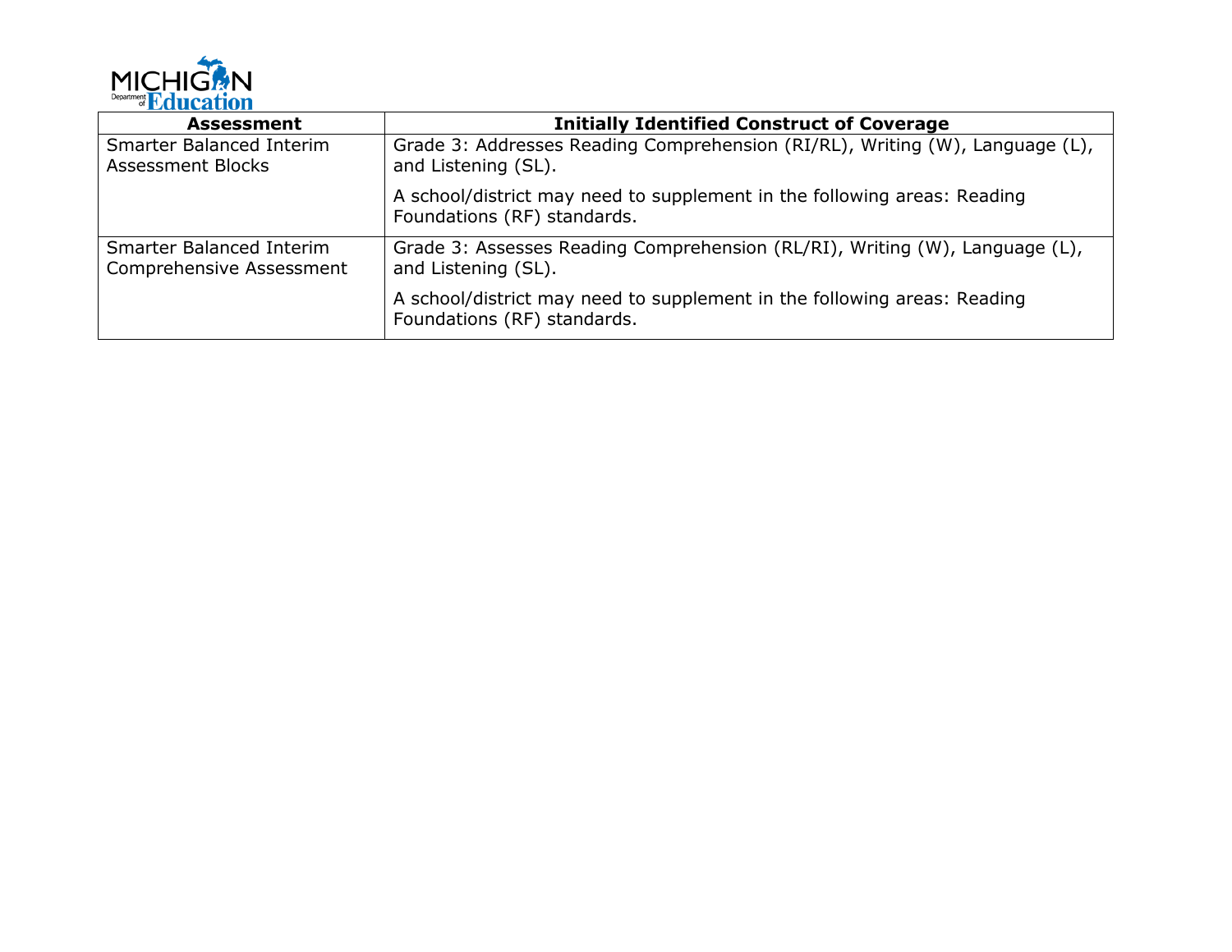| Assessment | Initially Identified Construct of Coverage |
|---|---|
| Smarter Balanced Interim Assessment Blocks | Grade 3: Addresses Reading Comprehension (RI/RL), Writing (W), Language (L), and Listening (SL).<br><br>A school/district may need to supplement in the following areas: Reading Foundations (RF) standards. |
| Smarter Balanced Interim Comprehensive Assessment | Grade 3: Assesses Reading Comprehension (RL/RI), Writing (W), Language (L), and Listening (SL).<br><br>A school/district may need to supplement in the following areas: Reading Foundations (RF) standards. |